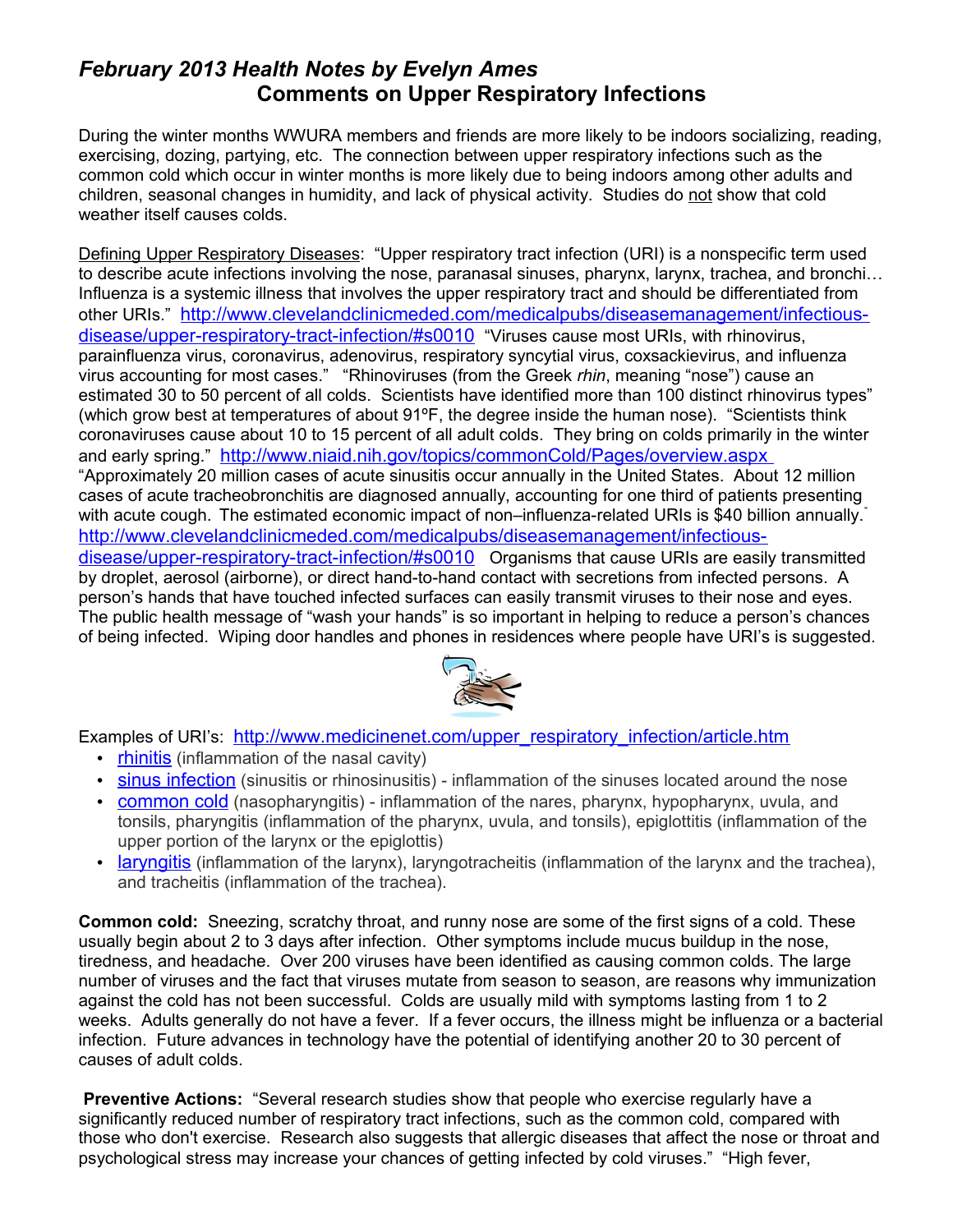# *February 2013 Health Notes by Evelyn Ames*

## Comments on Upper Respiratory Infections

During the winter months WWURA members and friends are more likely to be indoors socializing, reading, exercising, dozing, partying, etc. The connection between upper respiratory infections such as the common cold which occur in winter months is more likely due to being indoors among other adults and children, seasonal changes in humidity, and lack of physical activity. Studies do not show that cold weather itself causes colds.

Defining Upper Respiratory Diseases: "Upper respiratory tract infection (URI) is a nonspecific term used to describe acute infections involving the nose, paranasal sinuses, pharynx, larynx, trachea, and bronchi… Influenza is a systemic illness that involves the upper respiratory tract and should be differentiated from other URIs." [http://www.clevelandclinicmeded.com/medicalpubs/diseasemanagement/infectious-disease/upper-respiratory-tract-infection/#s0010](http://www.clevelandclinicmeded.com/medicalpubs/diseasemanagement/infectious-disease/upper-respiratory-tract-infection/#s0010) "Viruses cause most URIs, with rhinovirus, parainfluenza virus, coronavirus, adenovirus, respiratory syncytial virus, coxsackievirus, and influenza virus accounting for most cases." "Rhinoviruses (from the Greek *rhin*, meaning "nose") cause an estimated 30 to 50 percent of all colds. Scientists have identified more than 100 distinct rhinovirus types" (which grow best at temperatures of about 91ºF, the degree inside the human nose). "Scientists think coronaviruses cause about 10 to 15 percent of all adult colds. They bring on colds primarily in the winter and early spring." [http://www.niaid.nih.gov/topics/commonCold/Pages/overview.aspx](http://www.niaid.nih.gov/topics/commonCold/Pages/overview.aspx) "Approximately 20 million cases of acute sinusitis occur annually in the United States. About 12 million cases of acute tracheobronchitis are diagnosed annually, accounting for one third of patients presenting with acute cough. The estimated economic impact of non–influenza-related URIs is $40 billion annually." [http://www.clevelandclinicmeded.com/medicalpubs/diseasemanagement/infectious-disease/upper-respiratory-tract-infection/#s0010](http://www.clevelandclinicmeded.com/medicalpubs/diseasemanagement/infectious-disease/upper-respiratory-tract-infection/#s0010) Organisms that cause URIs are easily transmitted by droplet, aerosol (airborne), or direct hand-to-hand contact with secretions from infected persons. A person's hands that have touched infected surfaces can easily transmit viruses to their nose and eyes. The public health message of "wash your hands" is so important in helping to reduce a person's chances of being infected. Wiping door handles and phones in residences where people have URI's is suggested.

Examples of URI's: [http://www.medicinenet.com/upper_respiratory_infection/article.htm](http://www.medicinenet.com/upper_respiratory_infection/article.htm)

- rhinitis (inflammation of the nasal cavity)
- sinus infection (sinusitis or rhinosinusitis) - inflammation of the sinuses located around the nose
- common cold (nasopharyngitis) - inflammation of the nares, pharynx, hypopharynx, uvula, and tonsils, pharyngitis (inflammation of the pharynx, uvula, and tonsils), epiglottitis (inflammation of the upper portion of the larynx or the epiglottis)
- laryngitis (inflammation of the larynx), laryngotracheitis (inflammation of the larynx and the trachea), and tracheitis (inflammation of the trachea).

**Common cold:** Sneezing, scratchy throat, and runny nose are some of the first signs of a cold. These usually begin about 2 to 3 days after infection. Other symptoms include mucus buildup in the nose, tiredness, and headache. Over 200 viruses have been identified as causing common colds. The large number of viruses and the fact that viruses mutate from season to season, are reasons why immunization against the cold has not been successful. Colds are usually mild with symptoms lasting from 1 to 2 weeks. Adults generally do not have a fever. If a fever occurs, the illness might be influenza or a bacterial infection. Future advances in technology have the potential of identifying another 20 to 30 percent of causes of adult colds.

**Preventive Actions:** "Several research studies show that people who exercise regularly have a significantly reduced number of respiratory tract infections, such as the common cold, compared with those who don't exercise. Research also suggests that allergic diseases that affect the nose or throat and psychological stress may increase your chances of getting infected by cold viruses." "High fever,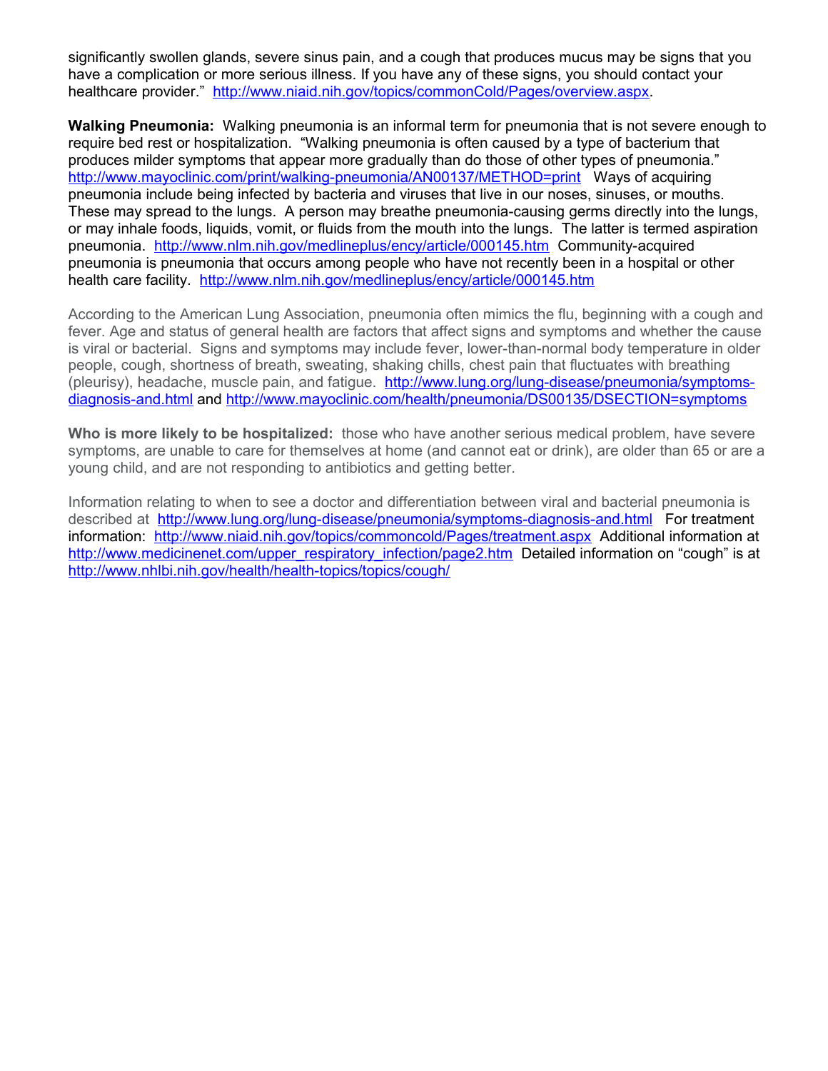significantly swollen glands, severe sinus pain, and a cough that produces mucus may be signs that you have a complication or more serious illness. If you have any of these signs, you should contact your healthcare provider." http://www.niaid.nih.gov/topics/commonCold/Pages/overview.aspx.

**Walking Pneumonia:** Walking pneumonia is an informal term for pneumonia that is not severe enough to require bed rest or hospitalization. "Walking pneumonia is often caused by a type of bacterium that produces milder symptoms that appear more gradually than do those of other types of pneumonia." http://www.mayoclinic.com/print/walking-pneumonia/AN00137/METHOD=print Ways of acquiring pneumonia include being infected by bacteria and viruses that live in our noses, sinuses, or mouths. These may spread to the lungs. A person may breathe pneumonia-causing germs directly into the lungs, or may inhale foods, liquids, vomit, or fluids from the mouth into the lungs. The latter is termed aspiration pneumonia. http://www.nlm.nih.gov/medlineplus/ency/article/000145.htm Community-acquired pneumonia is pneumonia that occurs among people who have not recently been in a hospital or other health care facility. http://www.nlm.nih.gov/medlineplus/ency/article/000145.htm

According to the American Lung Association, pneumonia often mimics the flu, beginning with a cough and fever. Age and status of general health are factors that affect signs and symptoms and whether the cause is viral or bacterial. Signs and symptoms may include fever, lower-than-normal body temperature in older people, cough, shortness of breath, sweating, shaking chills, chest pain that fluctuates with breathing (pleurisy), headache, muscle pain, and fatigue. http://www.lung.org/lung-disease/pneumonia/symptoms-diagnosis-and.html and http://www.mayoclinic.com/health/pneumonia/DS00135/DSECTION=symptoms

**Who is more likely to be hospitalized:** those who have another serious medical problem, have severe symptoms, are unable to care for themselves at home (and cannot eat or drink), are older than 65 or are a young child, and are not responding to antibiotics and getting better.

Information relating to when to see a doctor and differentiation between viral and bacterial pneumonia is described at http://www.lung.org/lung-disease/pneumonia/symptoms-diagnosis-and.html For treatment information: http://www.niaid.nih.gov/topics/commoncold/Pages/treatment.aspx Additional information at http://www.medicinenet.com/upper_respiratory_infection/page2.htm Detailed information on "cough" is at http://www.nhlbi.nih.gov/health/health-topics/topics/cough/